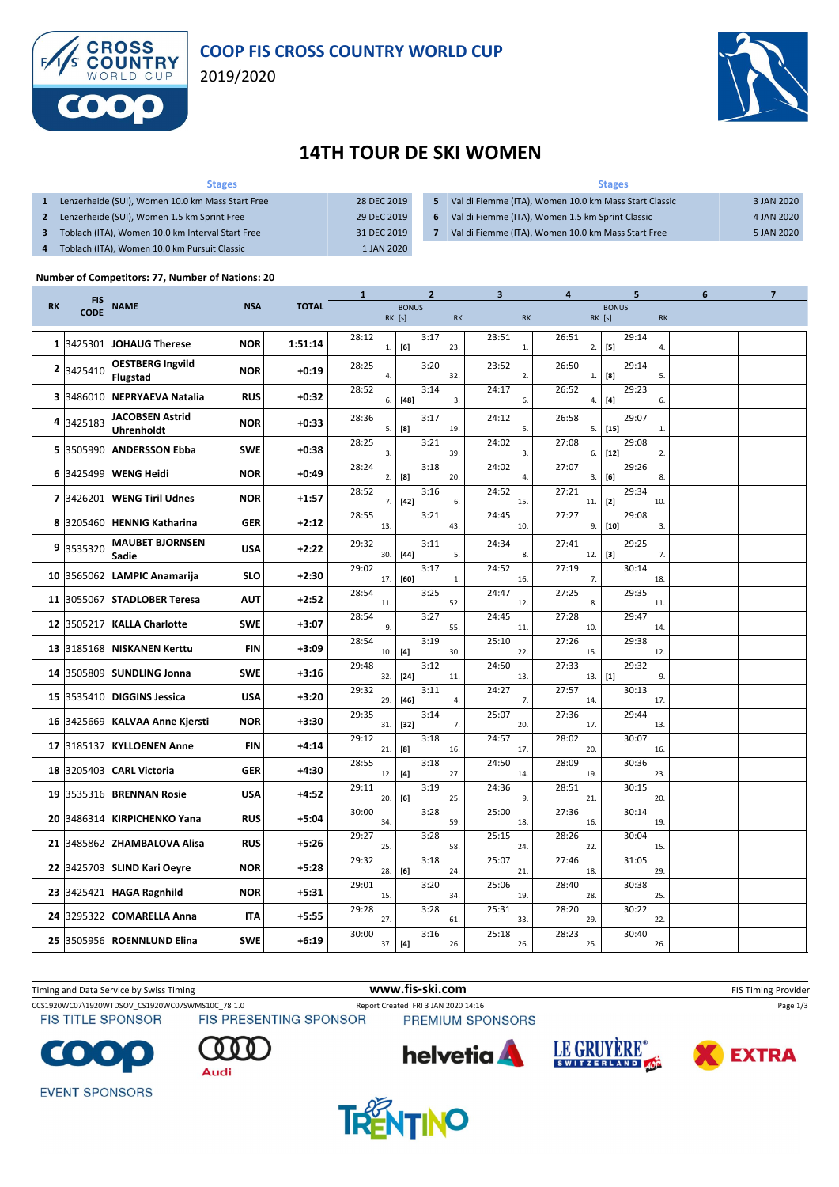# COOP FIS CROSS COUNTRY WORLD CUP

2019/2020

# 14TH TOUR DE SKI WOMEN

| | Stages | |
|---|---|---|
| 1 | Lenzerheide (SUI), Women 10.0 km Mass Start Free | 28 DEC 2019 |
| 2 | Lenzerheide (SUI), Women 1.5 km Sprint Free | 29 DEC 2019 |
| 3 | Toblach (ITA), Women 10.0 km Interval Start Free | 31 DEC 2019 |
| 4 | Toblach (ITA), Women 10.0 km Pursuit Classic | 1 JAN 2020 |
| 5 | Val di Fiemme (ITA), Women 10.0 km Mass Start Classic | 3 JAN 2020 |
| 6 | Val di Fiemme (ITA), Women 1.5 km Sprint Classic | 4 JAN 2020 |
| 7 | Val di Fiemme (ITA), Women 10.0 km Mass Start Free | 5 JAN 2020 |

**Number of Competitors: 77, Number of Nations: 20**

| RK | FIS CODE | NAME | NSA | TOTAL | 1 | 2 | 3 | 4 | 5 | 6 | 7 |
|---|---|---|---|---|---|---|---|---|---|---|---|
| | | | | | RK | BONUS RK [s] / RK | RK | RK | BONUS RK [s] / RK | | |
| 1 | 3425301 | JOHAUG Therese | NOR | 1:51:14 | 28:12 1. | 3:17 [6] 23. | 23:51 1. | 26:51 2. | 29:14 [5] 4. | | |
| 2 | 3425410 | OESTBERG Ingvild Flugstad | NOR | +0:19 | 28:25 4. | 3:20 32. | 23:52 2. | 26:50 1. | 29:14 [8] 5. | | |
| 3 | 3486010 | NEPRYAEVA Natalia | RUS | +0:32 | 28:52 6. | 3:14 [48] 3. | 24:17 6. | 26:52 4. | 29:23 [4] 6. | | |
| 4 | 3425183 | JACOBSEN Astrid Uhrenholdt | NOR | +0:33 | 28:36 5. | 3:17 [8] 19. | 24:12 5. | 26:58 5. | 29:07 [15] 1. | | |
| 5 | 3505990 | ANDERSSON Ebba | SWE | +0:38 | 28:25 3. | 3:21 39. | 24:02 3. | 27:08 6. | 29:08 [12] 2. | | |
| 6 | 3425499 | WENG Heidi | NOR | +0:49 | 28:24 2. | 3:18 [8] 20. | 24:02 4. | 27:07 3. | 29:26 [6] 8. | | |
| 7 | 3426201 | WENG Tiril Udnes | NOR | +1:57 | 28:52 7. | 3:16 [42] 6. | 24:52 15. | 27:21 11. | 29:34 [2] 10. | | |
| 8 | 3205460 | HENNIG Katharina | GER | +2:12 | 28:55 13. | 3:21 43. | 24:45 10. | 27:27 9. | 29:08 [10] 3. | | |
| 9 | 3535320 | MAUBET BJORNSEN Sadie | USA | +2:22 | 29:32 30. | 3:11 [44] 5. | 24:34 8. | 27:41 12. | 29:25 [3] 7. | | |
| 10 | 3565062 | LAMPIC Anamarija | SLO | +2:30 | 29:02 17. | 3:17 [60] 1. | 24:52 16. | 27:19 7. | 30:14 18. | | |
| 11 | 3055067 | STADLOBER Teresa | AUT | +2:52 | 28:54 11. | 3:25 52. | 24:47 12. | 27:25 8. | 29:35 11. | | |
| 12 | 3505217 | KALLA Charlotte | SWE | +3:07 | 28:54 9. | 3:27 55. | 24:45 11. | 27:28 10. | 29:47 14. | | |
| 13 | 3185168 | NISKANEN Kerttu | FIN | +3:09 | 28:54 10. | 3:19 [4] 30. | 25:10 22. | 27:26 15. | 29:38 12. | | |
| 14 | 3505809 | SUNDLING Jonna | SWE | +3:16 | 29:48 32. | 3:12 [24] 11. | 24:50 13. | 27:33 13. | 29:32 [1] 9. | | |
| 15 | 3535410 | DIGGINS Jessica | USA | +3:20 | 29:32 29. | 3:11 [46] 4. | 24:27 7. | 27:57 14. | 30:13 17. | | |
| 16 | 3425669 | KALVAA Anne Kjersti | NOR | +3:30 | 29:35 31. | 3:14 [32] 7. | 25:07 20. | 27:36 17. | 29:44 13. | | |
| 17 | 3185137 | KYLLOENEN Anne | FIN | +4:14 | 29:12 21. | 3:18 [8] 16. | 24:57 17. | 28:02 20. | 30:07 16. | | |
| 18 | 3205403 | CARL Victoria | GER | +4:30 | 28:55 12. | 3:18 [4] 27. | 24:50 14. | 28:09 19. | 30:36 23. | | |
| 19 | 3535316 | BRENNAN Rosie | USA | +4:52 | 29:11 20. | 3:19 [6] 25. | 24:36 9. | 28:51 21. | 30:15 20. | | |
| 20 | 3486314 | KIRPICHENKO Yana | RUS | +5:04 | 30:00 34. | 3:28 59. | 25:00 18. | 27:36 16. | 30:14 19. | | |
| 21 | 3485862 | ZHAMBALOVA Alisa | RUS | +5:26 | 29:27 25. | 3:28 58. | 25:15 24. | 28:26 22. | 30:04 15. | | |
| 22 | 3425703 | SLIND Kari Oeyre | NOR | +5:28 | 29:32 28. | 3:18 [6] 24. | 25:07 21. | 27:46 18. | 31:05 29. | | |
| 23 | 3425421 | HAGA Ragnhild | NOR | +5:31 | 29:01 15. | 3:20 34. | 25:06 19. | 28:40 28. | 30:38 25. | | |
| 24 | 3295322 | COMARELLA Anna | ITA | +5:55 | 29:28 27. | 3:28 61. | 25:31 33. | 28:20 29. | 30:22 22. | | |
| 25 | 3505956 | ROENNLUND Elina | SWE | +6:19 | 30:00 37. | 3:16 [4] 26. | 25:18 26. | 28:23 25. | 30:40 26. | | |

Timing and Data Service by Swiss Timing — www.fis-ski.com — FIS Timing Provider

CCS1920WC07\1920WTDSOV_CS1920WC07SWMS10C_78 1.0 — Report Created FRI 3 JAN 2020 14:16

FIS TITLE SPONSOR: COOP — FIS PRESENTING SPONSOR: Audi — PREMIUM SPONSORS: helvetia, LE GRUYÈRE SWITZERLAND AOP, EXTRA

EVENT SPONSORS: TRENTINO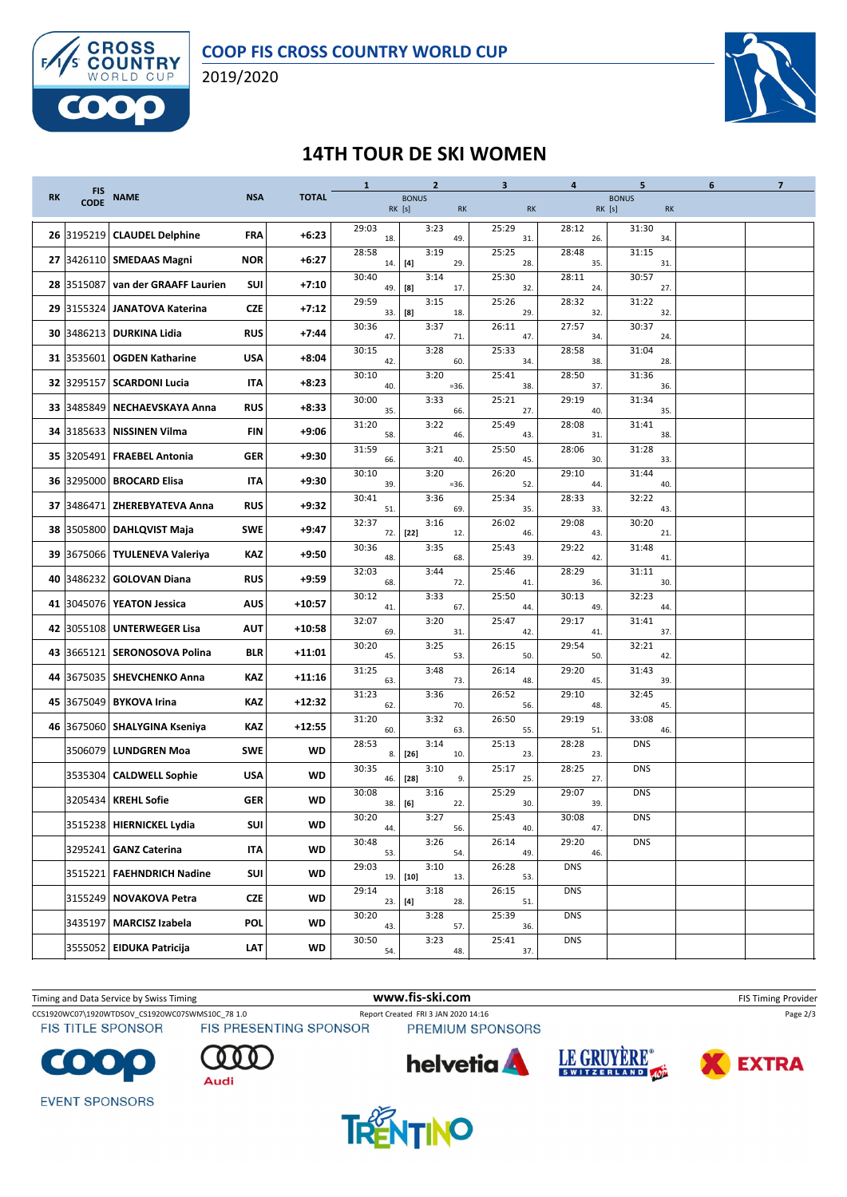# COOP FIS CROSS COUNTRY WORLD CUP

2019/2020

## 14TH TOUR DE SKI WOMEN

| RK | FIS CODE | NAME | NSA | TOTAL | 1 | 2 BONUS RK [s] | 2 RK | 3 RK | 4 | 5 BONUS RK [s] | 5 RK | 6 | 7 |
|---|---|---|---|---|---|---|---|---|---|---|---|---|---|
| 26 | 3195219 | CLAUDEL Delphine | FRA | +6:23 | 29:03 18. | | 3:23 49. | 25:29 31. | 28:12 26. | | 31:30 34. | | |
| 27 | 3426110 | SMEDAAS Magni | NOR | +6:27 | 28:58 14. | [4] | 3:19 29. | 25:25 28. | 28:48 35. | | 31:15 31. | | |
| 28 | 3515087 | van der GRAAFF Laurien | SUI | +7:10 | 30:40 49. | [8] | 3:14 17. | 25:30 32. | 28:11 24. | | 30:57 27. | | |
| 29 | 3155324 | JANATOVA Katerina | CZE | +7:12 | 29:59 33. | [8] | 3:15 18. | 25:26 29. | 28:32 32. | | 31:22 32. | | |
| 30 | 3486213 | DURKINA Lidia | RUS | +7:44 | 30:36 47. | | 3:37 71. | 26:11 47. | 27:57 34. | | 30:37 24. | | |
| 31 | 3535601 | OGDEN Katharine | USA | +8:04 | 30:15 42. | | 3:28 60. | 25:33 34. | 28:58 38. | | 31:04 28. | | |
| 32 | 3295157 | SCARDONI Lucia | ITA | +8:23 | 30:10 40. | | 3:20 =36. | 25:41 38. | 28:50 37. | | 31:36 36. | | |
| 33 | 3485849 | NECHAEVSKAYA Anna | RUS | +8:33 | 30:00 35. | | 3:33 66. | 25:21 27. | 29:19 40. | | 31:34 35. | | |
| 34 | 3185633 | NISSINEN Vilma | FIN | +9:06 | 31:20 58. | | 3:22 46. | 25:49 43. | 28:08 31. | | 31:41 38. | | |
| 35 | 3205491 | FRAEBEL Antonia | GER | +9:30 | 31:59 66. | | 3:21 40. | 25:50 45. | 28:06 30. | | 31:28 33. | | |
| 36 | 3295000 | BROCARD Elisa | ITA | +9:30 | 30:10 39. | | 3:20 =36. | 26:20 52. | 29:10 44. | | 31:44 40. | | |
| 37 | 3486471 | ZHEREBYATEVA Anna | RUS | +9:32 | 30:41 51. | | 3:36 69. | 25:34 35. | 28:33 33. | | 32:22 43. | | |
| 38 | 3505800 | DAHLQVIST Maja | SWE | +9:47 | 32:37 72. | [22] | 3:16 12. | 26:02 46. | 29:08 43. | | 30:20 21. | | |
| 39 | 3675066 | TYULENEVA Valeriya | KAZ | +9:50 | 30:36 48. | | 3:35 68. | 25:43 39. | 29:22 42. | | 31:48 41. | | |
| 40 | 3486232 | GOLOVAN Diana | RUS | +9:59 | 32:03 68. | | 3:44 72. | 25:46 41. | 28:29 36. | | 31:11 30. | | |
| 41 | 3045076 | YEATON Jessica | AUS | +10:57 | 30:12 41. | | 3:33 67. | 25:50 44. | 30:13 49. | | 32:23 44. | | |
| 42 | 3055108 | UNTERWEGER Lisa | AUT | +10:58 | 32:07 69. | | 3:20 31. | 25:47 42. | 29:17 41. | | 31:41 37. | | |
| 43 | 3665121 | SERONOSOVA Polina | BLR | +11:01 | 30:20 45. | | 3:25 53. | 26:15 50. | 29:54 50. | | 32:21 42. | | |
| 44 | 3675035 | SHEVCHENKO Anna | KAZ | +11:16 | 31:25 63. | | 3:48 73. | 26:14 48. | 29:20 45. | | 31:43 39. | | |
| 45 | 3675049 | BYKOVA Irina | KAZ | +12:32 | 31:23 62. | | 3:36 70. | 26:52 56. | 29:10 48. | | 32:45 45. | | |
| 46 | 3675060 | SHALYGINA Kseniya | KAZ | +12:55 | 31:20 60. | | 3:32 63. | 26:50 55. | 29:19 51. | | 33:08 46. | | |
| | 3506079 | LUNDGREN Moa | SWE | WD | 28:53 8. | [26] | 3:14 10. | 25:13 23. | 28:28 23. | | DNS | | |
| | 3535304 | CALDWELL Sophie | USA | WD | 30:35 46. | [28] | 3:10 9. | 25:17 25. | 28:25 27. | | DNS | | |
| | 3205434 | KREHL Sofie | GER | WD | 30:08 38. | [6] | 3:16 22. | 25:29 30. | 29:07 39. | | DNS | | |
| | 3515238 | HIERNICKEL Lydia | SUI | WD | 30:20 44. | | 3:27 56. | 25:43 40. | 30:08 47. | | DNS | | |
| | 3295241 | GANZ Caterina | ITA | WD | 30:48 53. | | 3:26 54. | 26:14 49. | 29:20 46. | | DNS | | |
| | 3515221 | FAEHNDRICH Nadine | SUI | WD | 29:03 19. | [10] | 3:10 13. | 26:28 53. | DNS | | | | |
| | 3155249 | NOVAKOVA Petra | CZE | WD | 29:14 23. | [4] | 3:18 28. | 26:15 51. | DNS | | | | |
| | 3435197 | MARCISZ Izabela | POL | WD | 30:20 43. | | 3:28 57. | 25:39 36. | DNS | | | | |
| | 3555052 | EIDUKA Patricija | LAT | WD | 30:50 54. | | 3:23 48. | 25:41 37. | DNS | | | | |

Timing and Data Service by Swiss Timing | www.fis-ski.com | FIS Timing Provider

CCS1920WC07\1920WTDSOV_CS1920WC07SWMS10C_78 1.0 | Report Created FRI 3 JAN 2020 14:16

FIS TITLE SPONSOR | FIS PRESENTING SPONSOR | PREMIUM SPONSORS

EVENT SPONSORS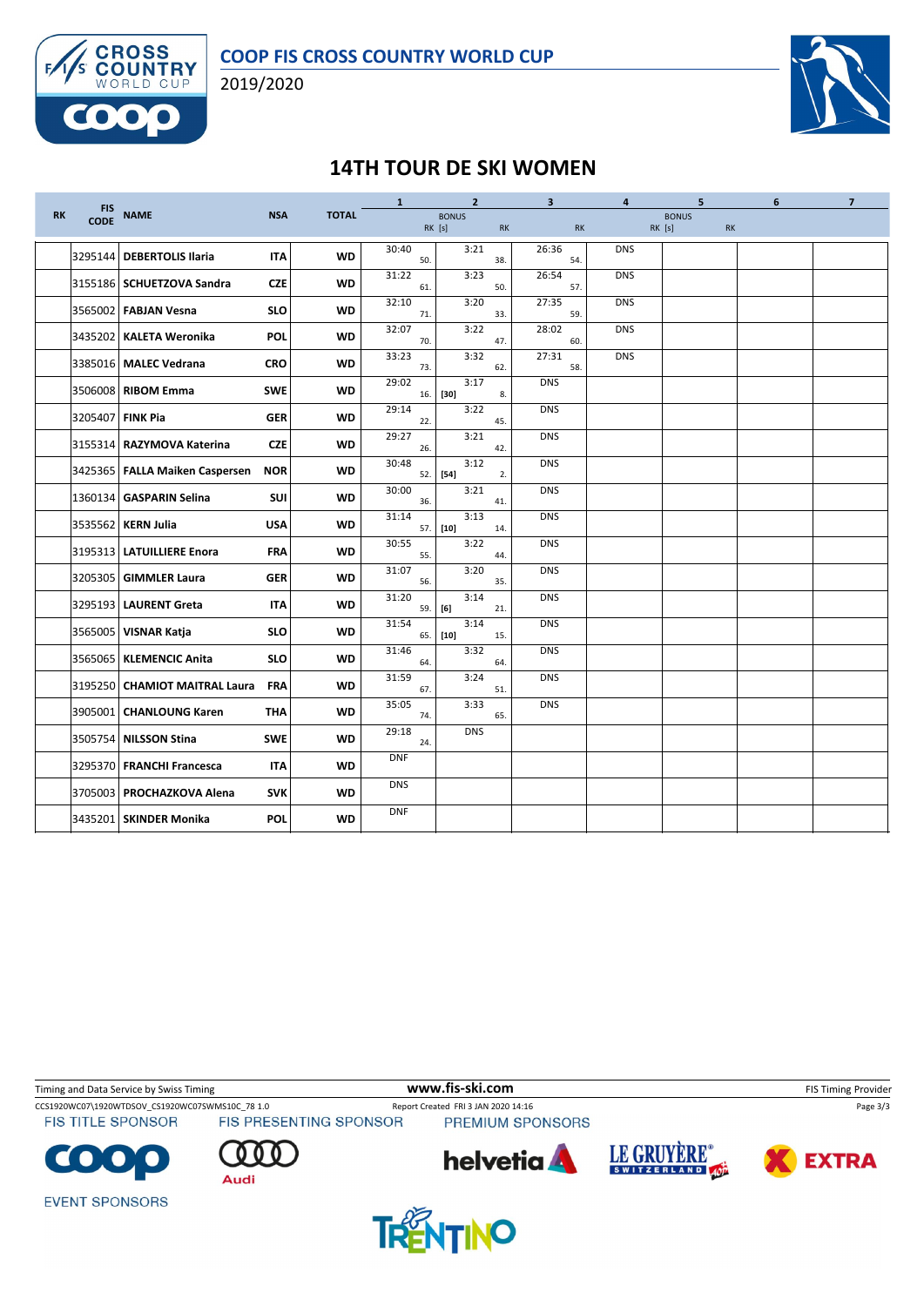# 14TH TOUR DE SKI WOMEN

| RK | FIS CODE | NAME | NSA | TOTAL | 1 | 2 BONUS RK [s] | 2 RK | 3 RK | 4 | 5 BONUS RK [s] | 5 RK | 6 | 7 |
|---|---|---|---|---|---|---|---|---|---|---|---|---|---|
| | 3295144 | DEBERTOLIS Ilaria | ITA | WD | 30:40 50. | | 3:21 38. | 26:36 54. | DNS | | | | |
| | 3155186 | SCHUETZOVA Sandra | CZE | WD | 31:22 61. | | 3:23 50. | 26:54 57. | DNS | | | | |
| | 3565002 | FABJAN Vesna | SLO | WD | 32:10 71. | | 3:20 33. | 27:35 59. | DNS | | | | |
| | 3435202 | KALETA Weronika | POL | WD | 32:07 70. | | 3:22 47. | 28:02 60. | DNS | | | | |
| | 3385016 | MALEC Vedrana | CRO | WD | 33:23 73. | | 3:32 62. | 27:31 58. | DNS | | | | |
| | 3506008 | RIBOM Emma | SWE | WD | 29:02 16. | [30] | 3:17 8. | DNS | | | | | |
| | 3205407 | FINK Pia | GER | WD | 29:14 22. | | 3:22 45. | DNS | | | | | |
| | 3155314 | RAZYMOVA Katerina | CZE | WD | 29:27 26. | | 3:21 42. | DNS | | | | | |
| | 3425365 | FALLA Maiken Caspersen | NOR | WD | 30:48 52. | [54] | 3:12 2. | DNS | | | | | |
| | 1360134 | GASPARIN Selina | SUI | WD | 30:00 36. | | 3:21 41. | DNS | | | | | |
| | 3535562 | KERN Julia | USA | WD | 31:14 57. | [10] | 3:13 14. | DNS | | | | | |
| | 3195313 | LATUILLIERE Enora | FRA | WD | 30:55 55. | | 3:22 44. | DNS | | | | | |
| | 3205305 | GIMMLER Laura | GER | WD | 31:07 56. | | 3:20 35. | DNS | | | | | |
| | 3295193 | LAURENT Greta | ITA | WD | 31:20 59. | [6] | 3:14 21. | DNS | | | | | |
| | 3565005 | VISNAR Katja | SLO | WD | 31:54 65. | [10] | 3:14 15. | DNS | | | | | |
| | 3565065 | KLEMENCIC Anita | SLO | WD | 31:46 64. | | 3:32 64. | DNS | | | | | |
| | 3195250 | CHAMIOT MAITRAL Laura | FRA | WD | 31:59 67. | | 3:24 51. | DNS | | | | | |
| | 3905001 | CHANLOUNG Karen | THA | WD | 35:05 74. | | 3:33 65. | DNS | | | | | |
| | 3505754 | NILSSON Stina | SWE | WD | 29:18 24. | | DNS | | | | | | |
| | 3295370 | FRANCHI Francesca | ITA | WD | DNF | | | | | | | | |
| | 3705003 | PROCHAZKOVA Alena | SVK | WD | DNS | | | | | | | | |
| | 3435201 | SKINDER Monika | POL | WD | DNF | | | | | | | | |

Timing and Data Service by Swiss Timing — www.fis-ski.com — FIS Timing Provider

CCS1920WC07\1920WTDSOV_CS1920WC07SWMS10C_78 1.0 — Report Created FRI 3 JAN 2020 14:16

FIS TITLE SPONSOR — FIS PRESENTING SPONSOR — PREMIUM SPONSORS — EVENT SPONSORS